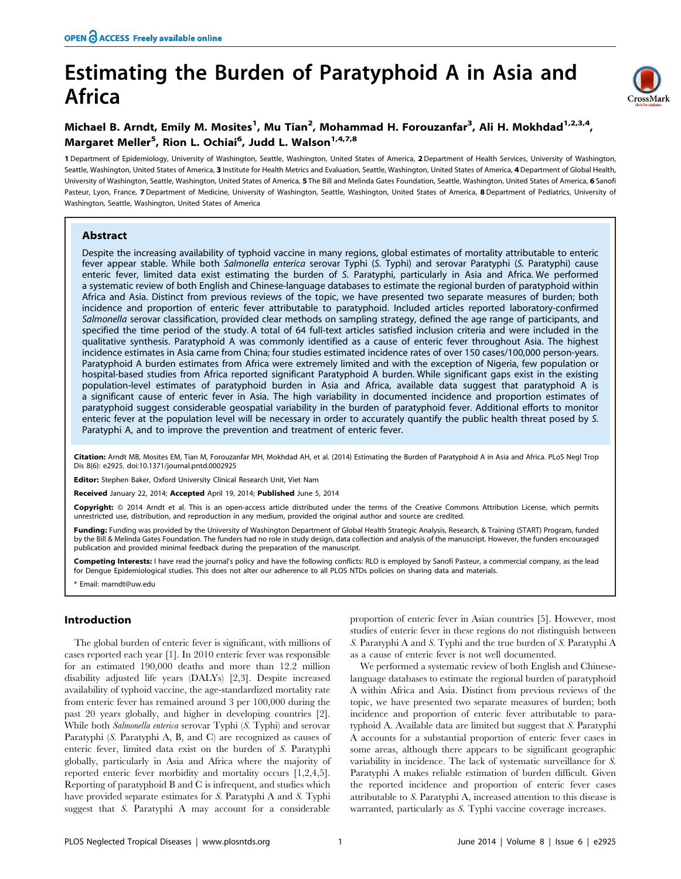# Estimating the Burden of Paratyphoid A in Asia and Africa

**Michael B. Arndt, Emily M. Mosites[1], Mu Tian[2], Mohammad H. Forouzanfar[3], Ali H. Mokhdad[1,2,3,4], Margaret Meller[5], Rion L. Ochiai[6], Judd L. Walson[1,4,7,8]**

1 Department of Epidemiology, University of Washington, Seattle, Washington, United States of America, 2 Department of Health Services, University of Washington, Seattle, Washington, United States of America, 3 Institute for Health Metrics and Evaluation, Seattle, Washington, United States of America, 4 Department of Global Health, University of Washington, Seattle, Washington, United States of America, 5 The Bill and Melinda Gates Foundation, Seattle, Washington, United States of America, 6 Sanofi Pasteur, Lyon, France, 7 Department of Medicine, University of Washington, Seattle, Washington, United States of America, 8 Department of Pediatrics, University of Washington, Seattle, Washington, United States of America

## Abstract

Despite the increasing availability of typhoid vaccine in many regions, global estimates of mortality attributable to enteric fever appear stable. While both *Salmonella enterica* serovar Typhi (*S.* Typhi) and serovar Paratyphi (*S.* Paratyphi) cause enteric fever, limited data exist estimating the burden of *S.* Paratyphi, particularly in Asia and Africa. We performed a systematic review of both English and Chinese-language databases to estimate the regional burden of paratyphoid within Africa and Asia. Distinct from previous reviews of the topic, we have presented two separate measures of burden; both incidence and proportion of enteric fever attributable to paratyphoid. Included articles reported laboratory-confirmed *Salmonella* serovar classification, provided clear methods on sampling strategy, defined the age range of participants, and specified the time period of the study. A total of 64 full-text articles satisfied inclusion criteria and were included in the qualitative synthesis. Paratyphoid A was commonly identified as a cause of enteric fever throughout Asia. The highest incidence estimates in Asia came from China; four studies estimated incidence rates of over 150 cases/100,000 person-years. Paratyphoid A burden estimates from Africa were extremely limited and with the exception of Nigeria, few population or hospital-based studies from Africa reported significant Paratyphoid A burden. While significant gaps exist in the existing population-level estimates of paratyphoid burden in Asia and Africa, available data suggest that paratyphoid A is a significant cause of enteric fever in Asia. The high variability in documented incidence and proportion estimates of paratyphoid suggest considerable geospatial variability in the burden of paratyphoid fever. Additional efforts to monitor enteric fever at the population level will be necessary in order to accurately quantify the public health threat posed by *S.* Paratyphi A, and to improve the prevention and treatment of enteric fever.

**Citation:** Arndt MB, Mosites EM, Tian M, Forouzanfar MH, Mokhdad AH, et al. (2014) Estimating the Burden of Paratyphoid A in Asia and Africa. PLoS Negl Trop Dis 8(6): e2925. doi:10.1371/journal.pntd.0002925

**Editor:** Stephen Baker, Oxford University Clinical Research Unit, Viet Nam

**Received** January 22, 2014; **Accepted** April 19, 2014; **Published** June 5, 2014

**Copyright:** © 2014 Arndt et al. This is an open-access article distributed under the terms of the Creative Commons Attribution License, which permits unrestricted use, distribution, and reproduction in any medium, provided the original author and source are credited.

**Funding:** Funding was provided by the University of Washington Department of Global Health Strategic Analysis, Research, & Training (START) Program, funded by the Bill & Melinda Gates Foundation. The funders had no role in study design, data collection and analysis of the manuscript. However, the funders encouraged publication and provided minimal feedback during the preparation of the manuscript.

**Competing Interests:** I have read the journal's policy and have the following conflicts: RLO is employed by Sanofi Pasteur, a commercial company, as the lead for Dengue Epidemiological studies. This does not alter our adherence to all PLOS NTDs policies on sharing data and materials.

\* Email: marndt@uw.edu

## Introduction

The global burden of enteric fever is significant, with millions of cases reported each year [1]. In 2010 enteric fever was responsible for an estimated 190,000 deaths and more than 12.2 million disability adjusted life years (DALYs) [2,3]. Despite increased availability of typhoid vaccine, the age-standardized mortality rate from enteric fever has remained around 3 per 100,000 during the past 20 years globally, and higher in developing countries [2]. While both *Salmonella enterica* serovar Typhi (*S.* Typhi) and serovar Paratyphi (*S.* Paratyphi A, B, and C) are recognized as causes of enteric fever, limited data exist on the burden of *S.* Paratyphi globally, particularly in Asia and Africa where the majority of reported enteric fever morbidity and mortality occurs [1,2,4,5]. Reporting of paratyphoid B and C is infrequent, and studies which have provided separate estimates for *S.* Paratyphi A and *S.* Typhi suggest that *S.* Paratyphi A may account for a considerable proportion of enteric fever in Asian countries [5]. However, most studies of enteric fever in these regions do not distinguish between *S.* Paratyphi A and *S.* Typhi and the true burden of *S.* Paratyphi A as a cause of enteric fever is not well documented.

We performed a systematic review of both English and Chinese-language databases to estimate the regional burden of paratyphoid A within Africa and Asia. Distinct from previous reviews of the topic, we have presented two separate measures of burden; both incidence and proportion of enteric fever attributable to paratyphoid A. Available data are limited but suggest that *S.* Paratyphi A accounts for a substantial proportion of enteric fever cases in some areas, although there appears to be significant geographic variability in incidence. The lack of systematic surveillance for *S.* Paratyphi A makes reliable estimation of burden difficult. Given the reported incidence and proportion of enteric fever cases attributable to *S.* Paratyphi A, increased attention to this disease is warranted, particularly as *S.* Typhi vaccine coverage increases.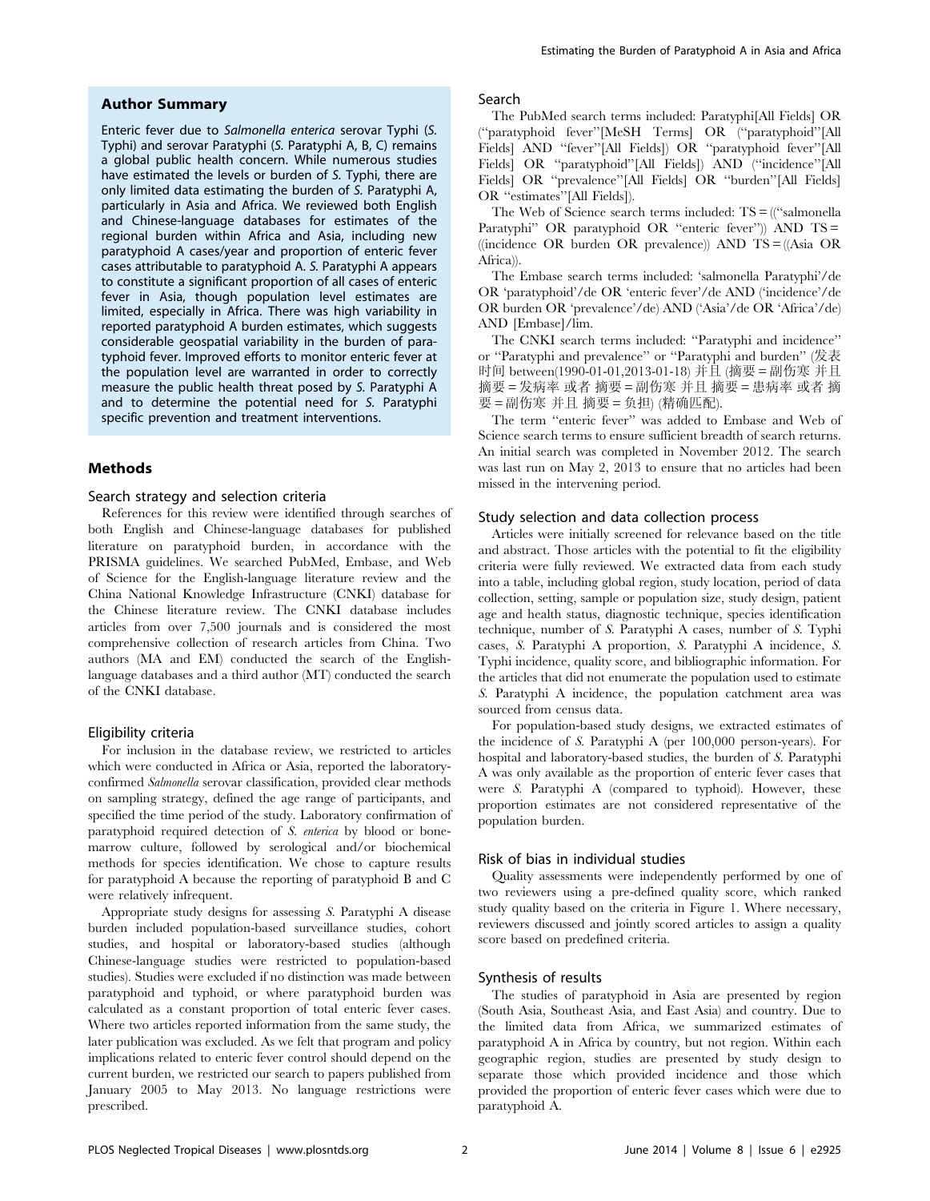## Author Summary

Enteric fever due to *Salmonella enterica* serovar Typhi (*S.* Typhi) and serovar Paratyphi (*S.* Paratyphi A, B, C) remains a global public health concern. While numerous studies have estimated the levels or burden of *S.* Typhi, there are only limited data estimating the burden of *S.* Paratyphi A, particularly in Asia and Africa. We reviewed both English and Chinese-language databases for estimates of the regional burden within Africa and Asia, including new paratyphoid A cases/year and proportion of enteric fever cases attributable to paratyphoid A. *S.* Paratyphi A appears to constitute a significant proportion of all cases of enteric fever in Asia, though population level estimates are limited, especially in Africa. There was high variability in reported paratyphoid A burden estimates, which suggests considerable geospatial variability in the burden of paratyphoid fever. Improved efforts to monitor enteric fever at the population level are warranted in order to correctly measure the public health threat posed by *S.* Paratyphi A and to determine the potential need for *S.* Paratyphi specific prevention and treatment interventions.

## Methods

### Search strategy and selection criteria

References for this review were identified through searches of both English and Chinese-language databases for published literature on paratyphoid burden, in accordance with the PRISMA guidelines. We searched PubMed, Embase, and Web of Science for the English-language literature review and the China National Knowledge Infrastructure (CNKI) database for the Chinese literature review. The CNKI database includes articles from over 7,500 journals and is considered the most comprehensive collection of research articles from China. Two authors (MA and EM) conducted the search of the English-language databases and a third author (MT) conducted the search of the CNKI database.

### Eligibility criteria

For inclusion in the database review, we restricted to articles which were conducted in Africa or Asia, reported the laboratory-confirmed *Salmonella* serovar classification, provided clear methods on sampling strategy, defined the age range of participants, and specified the time period of the study. Laboratory confirmation of paratyphoid required detection of *S. enterica* by blood or bone-marrow culture, followed by serological and/or biochemical methods for species identification. We chose to capture results for paratyphoid A because the reporting of paratyphoid B and C were relatively infrequent.

Appropriate study designs for assessing *S.* Paratyphi A disease burden included population-based surveillance studies, cohort studies, and hospital or laboratory-based studies (although Chinese-language studies were restricted to population-based studies). Studies were excluded if no distinction was made between paratyphoid and typhoid, or where paratyphoid burden was calculated as a constant proportion of total enteric fever cases. Where two articles reported information from the same study, the later publication was excluded. As we felt that program and policy implications related to enteric fever control should depend on the current burden, we restricted our search to papers published from January 2005 to May 2013. No language restrictions were prescribed.

### Search

The PubMed search terms included: Paratyphi[All Fields] OR ("paratyphoid fever"[MeSH Terms] OR ("paratyphoid"[All Fields] AND "fever"[All Fields]) OR "paratyphoid fever"[All Fields] OR "paratyphoid"[All Fields]) AND ("incidence"[All Fields] OR "prevalence"[All Fields] OR "burden"[All Fields] OR "estimates"[All Fields]).

The Web of Science search terms included: TS = (("salmonella Paratyphi" OR paratyphoid OR "enteric fever")) AND TS = ((incidence OR burden OR prevalence)) AND TS = ((Asia OR Africa)).

The Embase search terms included: 'salmonella Paratyphi'/de OR 'paratyphoid'/de OR 'enteric fever'/de AND ('incidence'/de OR burden OR 'prevalence'/de) AND ('Asia'/de OR 'Africa'/de) AND [Embase]/lim.

The CNKI search terms included: "Paratyphi and incidence" or "Paratyphi and prevalence" or "Paratyphi and burden" (发表时间 between(1990-01-01,2013-01-18) 并且 (摘要 = 副伤寒 并且 摘要 = 发病率 或者 摘要 = 副伤寒 并且 摘要 = 患病率 或者 摘要 = 副伤寒 并且 摘要 = 负担) (精确匹配).

The term "enteric fever" was added to Embase and Web of Science search terms to ensure sufficient breadth of search returns. An initial search was completed in November 2012. The search was last run on May 2, 2013 to ensure that no articles had been missed in the intervening period.

### Study selection and data collection process

Articles were initially screened for relevance based on the title and abstract. Those articles with the potential to fit the eligibility criteria were fully reviewed. We extracted data from each study into a table, including global region, study location, period of data collection, setting, sample or population size, study design, patient age and health status, diagnostic technique, species identification technique, number of *S.* Paratyphi A cases, number of *S.* Typhi cases, *S.* Paratyphi A proportion, *S.* Paratyphi A incidence, *S.* Typhi incidence, quality score, and bibliographic information. For the articles that did not enumerate the population used to estimate *S.* Paratyphi A incidence, the population catchment area was sourced from census data.

For population-based study designs, we extracted estimates of the incidence of *S.* Paratyphi A (per 100,000 person-years). For hospital and laboratory-based studies, the burden of *S.* Paratyphi A was only available as the proportion of enteric fever cases that were *S.* Paratyphi A (compared to typhoid). However, these proportion estimates are not considered representative of the population burden.

### Risk of bias in individual studies

Quality assessments were independently performed by one of two reviewers using a pre-defined quality score, which ranked study quality based on the criteria in Figure 1. Where necessary, reviewers discussed and jointly scored articles to assign a quality score based on predefined criteria.

### Synthesis of results

The studies of paratyphoid in Asia are presented by region (South Asia, Southeast Asia, and East Asia) and country. Due to the limited data from Africa, we summarized estimates of paratyphoid A in Africa by country, but not region. Within each geographic region, studies are presented by study design to separate those which provided incidence and those which provided the proportion of enteric fever cases which were due to paratyphoid A.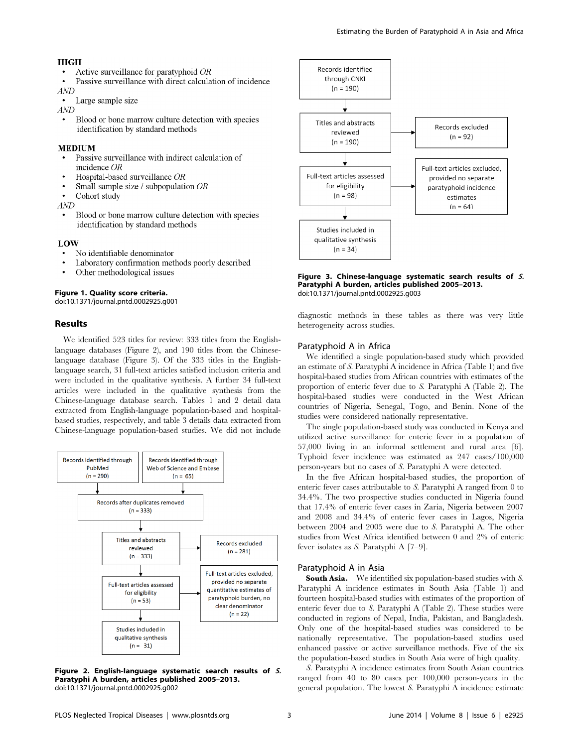**HIGH**

- Active surveillance for paratyphoid *OR*
- Passive surveillance with direct calculation of incidence

*AND*

- Large sample size

*AND*

- Blood or bone marrow culture detection with species identification by standard methods

**MEDIUM**

- Passive surveillance with indirect calculation of incidence *OR*
- Hospital-based surveillance *OR*
- Small sample size / subpopulation *OR*
- Cohort study

*AND*

- Blood or bone marrow culture detection with species identification by standard methods

**LOW**

- No identifiable denominator
- Laboratory confirmation methods poorly described
- Other methodological issues

**Figure 1. Quality score criteria.**
doi:10.1371/journal.pntd.0002925.g001

## Results

We identified 523 titles for review: 333 titles from the English-language databases (Figure 2), and 190 titles from the Chinese-language database (Figure 3). Of the 333 titles in the English-language search, 31 full-text articles satisfied inclusion criteria and were included in the qualitative synthesis. A further 34 full-text articles were included in the qualitative synthesis from the Chinese-language database search. Tables 1 and 2 detail data extracted from English-language population-based and hospital-based studies, respectively, and table 3 details data extracted from Chinese-language population-based studies. We did not include diagnostic methods in these tables as there was very little heterogeneity across studies.

Records identified through PubMed (n = 290)
Records identified through Web of Science and Embase (n = 65)
Records after duplicates removed (n = 333)
Titles and abstracts reviewed (n = 333)
Records excluded (n = 281)
Full-text articles assessed for eligibility (n = 53)
Full-text articles excluded, provided no separate quantitative estimates of paratyphoid burden, no clear denominator (n = 22)
Studies included in qualitative synthesis (n = 31)

**Figure 2. English-language systematic search results of *S.* Paratyphi A burden, articles published 2005–2013.**
doi:10.1371/journal.pntd.0002925.g002

Records identified through CNKI (n = 190)
Titles and abstracts reviewed (n = 190)
Records excluded (n = 92)
Full-text articles assessed for eligibility (n = 98)
Full-text articles excluded, provided no separate paratyphoid incidence estimates (n = 64)
Studies included in qualitative synthesis (n = 34)

**Figure 3. Chinese-language systematic search results of *S.* Paratyphi A burden, articles published 2005–2013.**
doi:10.1371/journal.pntd.0002925.g003

### Paratyphoid A in Africa

We identified a single population-based study which provided an estimate of *S.* Paratyphi A incidence in Africa (Table 1) and five hospital-based studies from African countries with estimates of the proportion of enteric fever due to *S.* Paratyphi A (Table 2). The hospital-based studies were conducted in the West African countries of Nigeria, Senegal, Togo, and Benin. None of the studies were considered nationally representative.

The single population-based study was conducted in Kenya and utilized active surveillance for enteric fever in a population of 57,000 living in an informal settlement and rural area [6]. Typhoid fever incidence was estimated as 247 cases/100,000 person-years but no cases of *S.* Paratyphi A were detected.

In the five African hospital-based studies, the proportion of enteric fever cases attributable to *S.* Paratyphi A ranged from 0 to 34.4%. The two prospective studies conducted in Nigeria found that 17.4% of enteric fever cases in Zaria, Nigeria between 2007 and 2008 and 34.4% of enteric fever cases in Lagos, Nigeria between 2004 and 2005 were due to *S.* Paratyphi A. The other studies from West Africa identified between 0 and 2% of enteric fever isolates as *S.* Paratyphi A [7–9].

### Paratyphoid A in Asia

**South Asia.** We identified six population-based studies with *S.* Paratyphi A incidence estimates in South Asia (Table 1) and fourteen hospital-based studies with estimates of the proportion of enteric fever due to *S.* Paratyphi A (Table 2). These studies were conducted in regions of Nepal, India, Pakistan, and Bangladesh. Only one of the hospital-based studies was considered to be nationally representative. The population-based studies used enhanced passive or active surveillance methods. Five of the six the population-based studies in South Asia were of high quality.

*S.* Paratyphi A incidence estimates from South Asian countries ranged from 40 to 80 cases per 100,000 person-years in the general population. The lowest *S.* Paratyphi A incidence estimate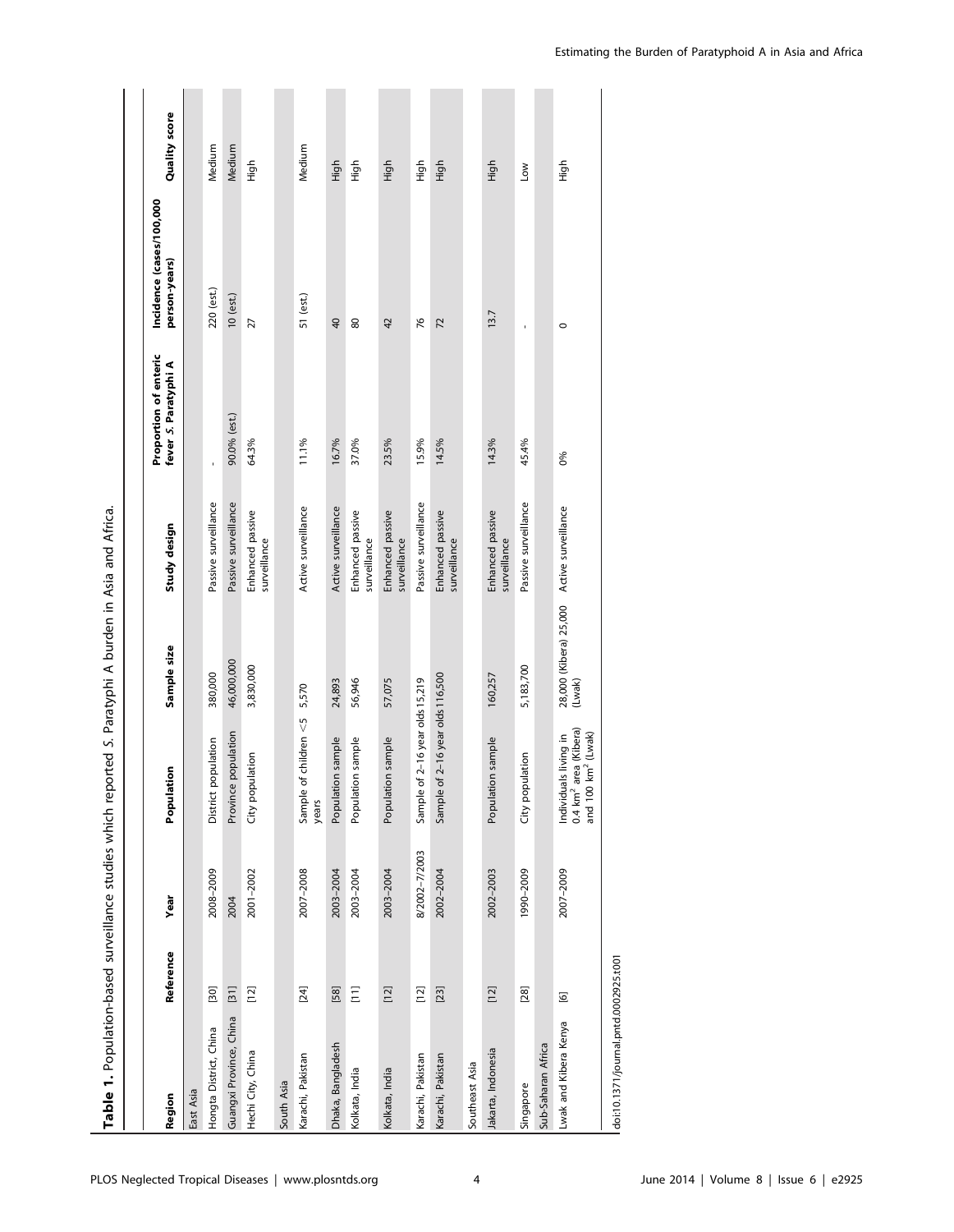**Table 1.** Population-based surveillance studies which reported *S.* Paratyphi A burden in Asia and Africa.

| Region | Reference | Year | Population | Sample size | Study design | Proportion of enteric fever *S.* Paratyphi A | Incidence (cases/100,000 person-years) | Quality score |
|---|---|---|---|---|---|---|---|---|
| East Asia | | | | | | | | |
| Hongta District, China | [30] | 2008–2009 | District population | 380,000 | Passive surveillance | - | 220 (est.) | Medium |
| Guangxi Province, China | [31] | 2004 | Province population | 46,000,000 | Passive surveillance | 90.0% (est.) | 10 (est.) | Medium |
| Hechi City, China | [12] | 2001–2002 | City population | 3,830,000 | Enhanced passive surveillance | 64.3% | 27 | High |
| South Asia | | | | | | | | |
| Karachi, Pakistan | [24] | 2007–2008 | Sample of children <5 years | 5,570 | Active surveillance | 11.1% | 51 (est.) | Medium |
| Dhaka, Bangladesh | [58] | 2003–2004 | Population sample | 24,893 | Active surveillance | 16.7% | 40 | High |
| Kolkata, India | [11] | 2003–2004 | Population sample | 56,946 | Enhanced passive surveillance | 37.0% | 80 | High |
| Kolkata, India | [12] | 2003–2004 | Population sample | 57,075 | Enhanced passive surveillance | 23.5% | 42 | High |
| Karachi, Pakistan | [12] | 8/2002–7/2003 | Sample of 2–16 year olds | 15,219 | Passive surveillance | 15.9% | 76 | High |
| Karachi, Pakistan | [23] | 2002–2004 | Sample of 2–16 year olds | 116,500 | Enhanced passive surveillance | 14.5% | 72 | High |
| Southeast Asia | | | | | | | | |
| Jakarta, Indonesia | [12] | 2002–2003 | Population sample | 160,257 | Enhanced passive surveillance | 14.3% | 13.7 | High |
| Singapore | [28] | 1990–2009 | City population | 5,183,700 | Passive surveillance | 45.4% | - | Low |
| Sub-Saharan Africa | | | | | | | | |
| Lwak and Kibera Kenya | [6] | 2007–2009 | Individuals living in 0.4 $km^2$ area (Kibera) and 100 $km^2$ (Lwak) | 28,000 (Kibera) 25,000 (Lwak) | Active surveillance | 0% | 0 | High |

doi:10.1371/journal.pntd.0002925.t001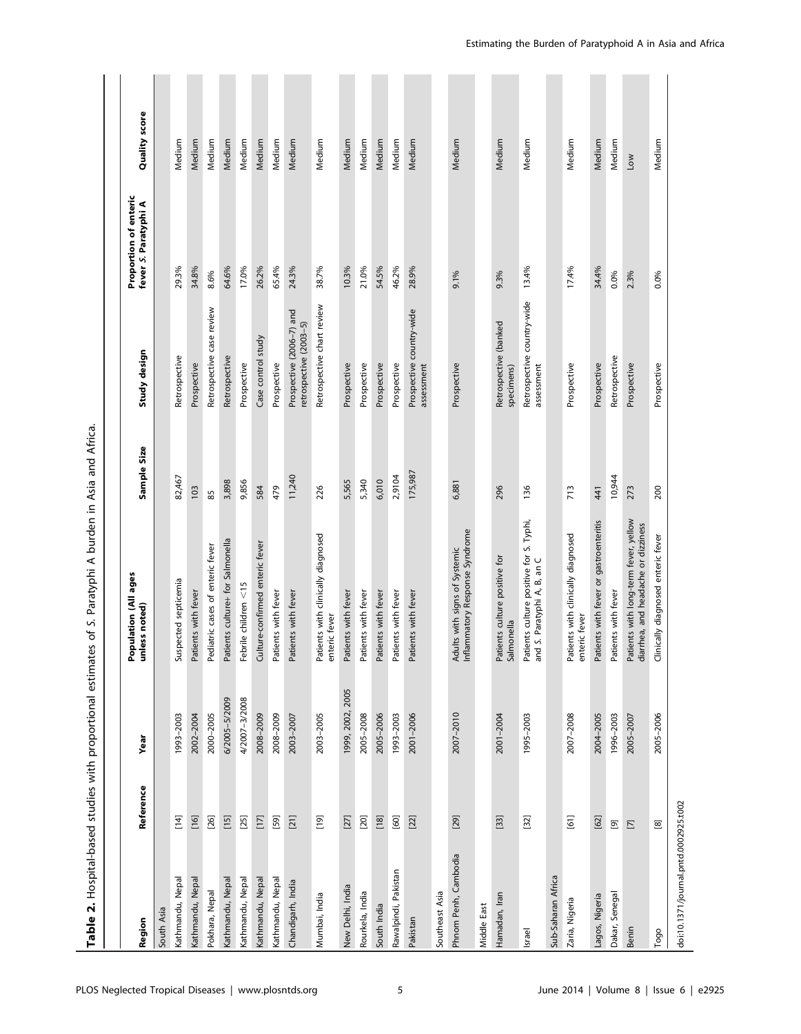**Table 2.** Hospital-based studies with proportional estimates of *S.* Paratyphi A burden in Asia and Africa.

| Region | Reference | Year | Population (All ages unless noted) | Sample Size | Study design | Proportion of enteric fever *S.* Paratyphi A | Quality score |
|---|---|---|---|---|---|---|---|
| South Asia | | | | | | | |
| Kathmandu, Nepal | [14] | 1993–2003 | Suspected septicemia | 82,467 | Retrospective | 29.3% | Medium |
| Kathmandu, Nepal | [16] | 2002–2004 | Patients with fever | 103 | Prospective | 34.8% | Medium |
| Pokhara, Nepal | [26] | 2000–2005 | Pediatric cases of enteric fever | 85 | Retrospective case review | 8.6% | Medium |
| Kathmandu, Nepal | [15] | 6/2005–5/2009 | Patients culture+ for Salmonella | 3,898 | Retrospective | 64.6% | Medium |
| Kathmandu, Nepal | [25] | 4/2007–3/2008 | Febrile children <15 | 9,856 | Prospective | 17.0% | Medium |
| Kathmandu, Nepal | [17] | 2008–2009 | Culture-confirmed enteric fever | 584 | Case control study | 26.2% | Medium |
| Kathmandu, Nepal | [59] | 2008–2009 | Patients with fever | 479 | Prospective | 65.4% | Medium |
| Chandigarh, India | [21] | 2003–2007 | Patients with fever | 11,240 | Prospective (2006–7) and retrospective (2003–5) | 24.3% | Medium |
| Mumbai, India | [19] | 2003–2005 | Patients with clinically diagnosed enteric fever | 226 | Retrospective chart review | 38.7% | Medium |
| New Delhi, India | [27] | 1999, 2002, 2005 | Patients with fever | 5,565 | Prospective | 10.3% | Medium |
| Rourkela, India | [20] | 2005–2008 | Patients with fever | 5,340 | Prospective | 21.0% | Medium |
| South India | [18] | 2005–2006 | Patients with fever | 6,010 | Prospective | 54.5% | Medium |
| Rawalpindi, Pakistan | [60] | 1993–2003 | Patients with fever | 2,9104 | Prospective | 46.2% | Medium |
| Pakistan | [22] | 2001–2006 | Patients with fever | 175,987 | Prospective country-wide assessment | 28.9% | Medium |
| Southeast Asia | | | | | | | |
| Phnom Penh, Cambodia | [29] | 2007–2010 | Adults with signs of Systemic Inflammatory Response Syndrome | 6,881 | Prospective | 9.1% | Medium |
| Middle East | | | | | | | |
| Hamadan, Iran | [33] | 2001–2004 | Patients culture positive for Salmonella | 296 | Retrospective (banked specimens) | 9.3% | Medium |
| Israel | [32] | 1995–2003 | Patients culture positive for S. Typhi, and S. Paratyphi A, B, an C | 136 | Retrospective country-wide assessment | 13.4% | Medium |
| Sub-Saharan Africa | | | | | | | |
| Zaria, Nigeria | [61] | 2007–2008 | Patients with clinically diagnosed enteric fever | 713 | Prospective | 17.4% | Medium |
| Lagos, Nigeria | [62] | 2004–2005 | Patients with fever or gastroenteritis | 441 | Prospective | 34.4% | Medium |
| Dakar, Senegal | [9] | 1996–2003 | Patients with fever | 10,944 | Retrospective | 0.0% | Medium |
| Benin | [7] | 2005–2007 | Patients with long-term fever, yellow diarrhea, and headache or dizziness | 273 | Prospective | 2.3% | Low |
| Togo | [8] | 2005–2006 | Clinically diagnosed enteric fever | 200 | Prospective | 0.0% | Medium |

doi:10.1371/journal.pntd.0002925.t002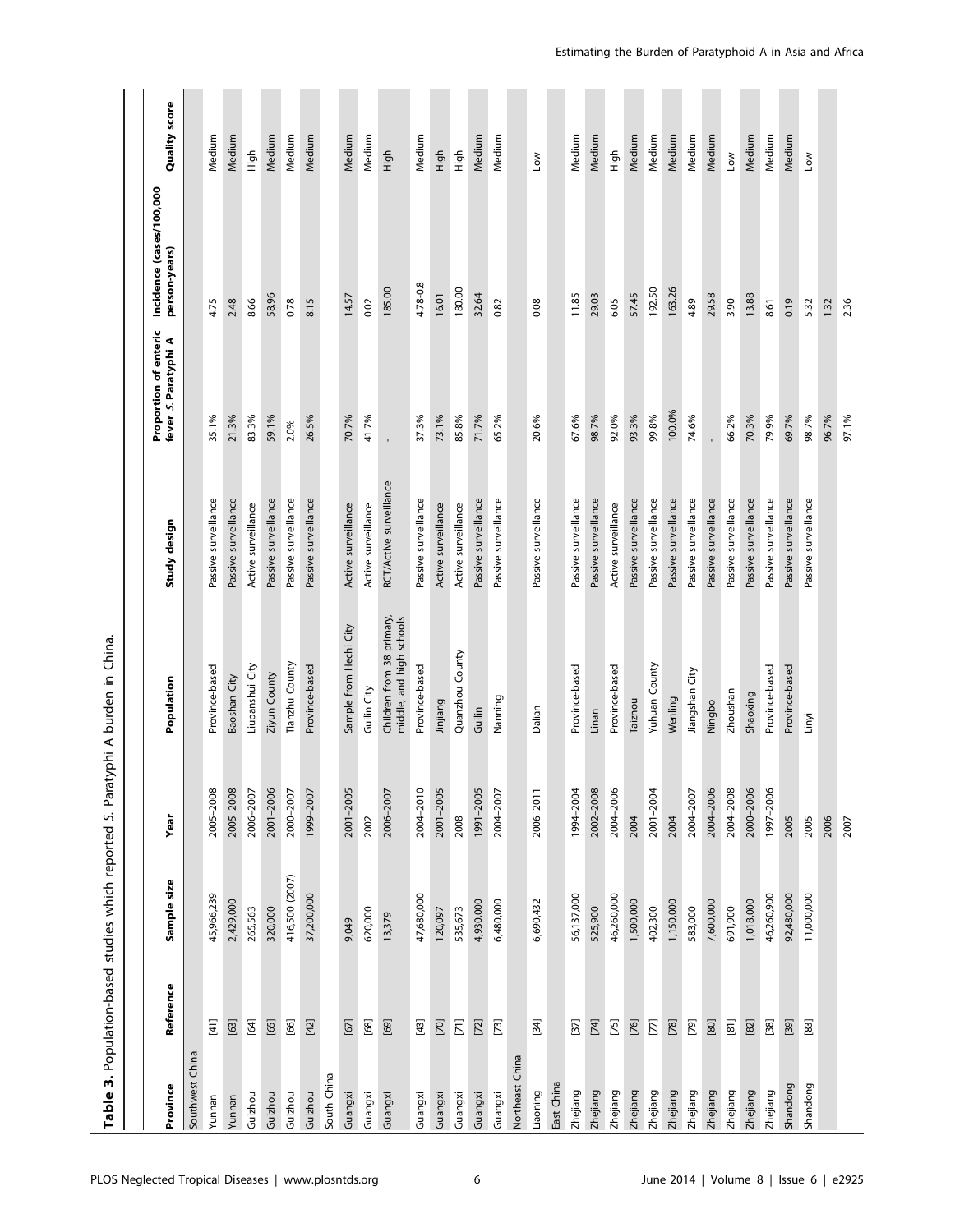**Table 3.** Population-based studies which reported *S.* Paratyphi A burden in China.

| Province | Reference | Sample size | Year | Population | Study design | Proportion of enteric fever *S.* Paratyphi A | Incidence (cases/100,000 person-years) | Quality score |
|---|---|---|---|---|---|---|---|---|
| Southwest China | | | | | | | | |
| Yunnan | [41] | 45,966,239 | 2005–2008 | Province-based | Passive surveillance | 35.1% | 4.75 | Medium |
| Yunnan | [63] | 2,429,000 | 2005–2008 | Baoshan City | Passive surveillance | 21.3% | 2.48 | Medium |
| Guizhou | [64] | 265,563 | 2006–2007 | Liupanshui City | Active surveillance | 83.3% | 8.66 | High |
| Guizhou | [65] | 320,000 | 2001–2006 | Ziyun County | Passive surveillance | 59.1% | 58.96 | Medium |
| Guizhou | [66] | 416,500 (2007) | 2000–2007 | Tianzhu County | Passive surveillance | 2.0% | 0.78 | Medium |
| Guizhou | [42] | 37,200,000 | 1999–2007 | Province-based | Passive surveillance | 26.5% | 8.15 | Medium |
| South China | | | | | | | | |
| Guangxi | [67] | 9,049 | 2001–2005 | Sample from Hechi City | Active surveillance | 70.7% | 14.57 | Medium |
| Guangxi | [68] | 620,000 | 2002 | Guilin City | Active surveillance | 41.7% | 0.02 | Medium |
| Guangxi | [69] | 13,379 | 2006–2007 | Children from 38 primary, middle, and high schools | RCT/Active surveillance | - | 185.00 | High |
| Guangxi | [43] | 47,680,000 | 2004–2010 | Province-based | Passive surveillance | 37.3% | 4.78-0.8 | Medium |
| Guangxi | [70] | 120,097 | 2001–2005 | Jinjiang | Active surveillance | 73.1% | 16.01 | High |
| Guangxi | [71] | 535,673 | 2008 | Quanzhou County | Active surveillance | 85.8% | 180.00 | High |
| Guangxi | [72] | 4,930,000 | 1991–2005 | Guilin | Passive surveillance | 71.7% | 32.64 | Medium |
| Guangxi | [73] | 6,480,000 | 2004–2007 | Nanning | Passive surveillance | 65.2% | 0.82 | Medium |
| Northeast China | | | | | | | | |
| Liaoning | [34] | 6,690,432 | 2006–2011 | Dalian | Passive surveillance | 20.6% | 0.08 | Low |
| East China | | | | | | | | |
| Zhejiang | [37] | 56,137,000 | 1994–2004 | Province-based | Passive surveillance | 67.6% | 11.85 | Medium |
| Zhejiang | [74] | 525,900 | 2002–2008 | Linan | Passive surveillance | 98.7% | 29.03 | Medium |
| Zhejiang | [75] | 46,260,000 | 2004–2006 | Province-based | Active surveillance | 92.0% | 6.05 | High |
| Zhejiang | [76] | 1,500,000 | 2004 | Taizhou | Passive surveillance | 93.3% | 57.45 | Medium |
| Zhejiang | [77] | 402,300 | 2001–2004 | Yuhuan County | Passive surveillance | 99.8% | 192.50 | Medium |
| Zhejiang | [78] | 1,150,000 | 2004 | Wenling | Passive surveillance | 100.0% | 163.26 | Medium |
| Zhejiang | [79] | 583,000 | 2004–2007 | Jiangshan City | Passive surveillance | 74.6% | 4.89 | Medium |
| Zhejiang | [80] | 7,600,000 | 2004–2006 | Ningbo | Passive surveillance | - | 29.58 | Medium |
| Zhejiang | [81] | 691,900 | 2004–2008 | Zhoushan | Passive surveillance | 66.2% | 3.90 | Low |
| Zhejiang | [82] | 1,018,000 | 2000–2006 | Shaoxing | Passive surveillance | 70.3% | 13.88 | Medium |
| Zhejiang | [38] | 46,260,900 | 1997–2006 | Province-based | Passive surveillance | 79.9% | 8.61 | Medium |
| Shandong | [39] | 92,480,000 | 2005 | Province-based | Passive surveillance | 69.7% | 0.19 | Medium |
| Shandong | [83] | 11,000,000 | 2005 | Linyi | Passive surveillance | 98.7% | 5.32 | Low |
| | | | 2006 | | | 96.7% | 1.32 | |
| | | | 2007 | | | 97.1% | 2.36 | |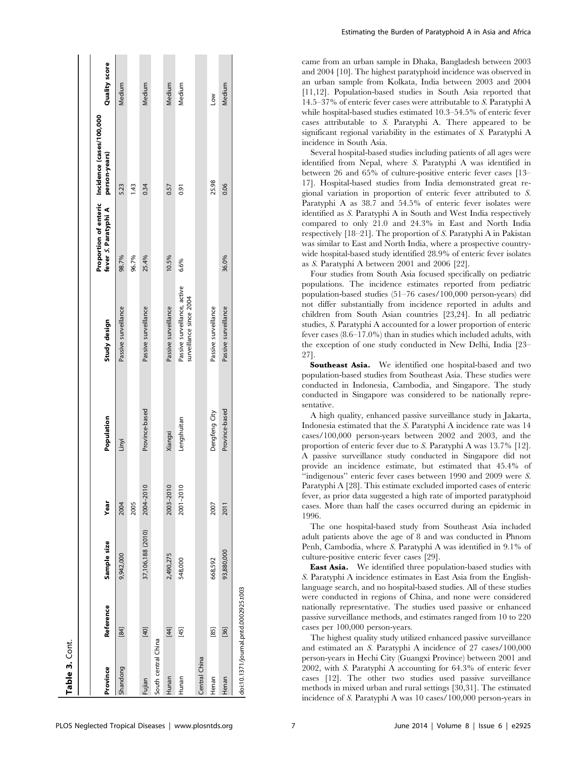**Table 3.** Cont.

| Province | Reference | Sample size | Year | Population | Study design | Proportion of enteric fever *S.* Paratyphi A | Incidence (cases/100,000 person-years) | Quality score |
|---|---|---|---|---|---|---|---|---|
| Shandong | [84] | 9,942,000 | 2004 | Linyi | Passive surveillance | 98.7% | 5.23 | Medium |
| | | | 2005 | | | 96.7% | 1.43 | |
| Fujian | [40] | 37,106,188 (2010) | 2004–2010 | Province-based | Passive surveillance | 25.4% | 0.34 | Medium |
| South central China | | | | | | | | |
| Hunan | [44] | 2,490,275 | 2003–2010 | Xiangxi | Passive surveillance | 10.5% | 0.57 | Medium |
| Hunan | [45] | 548,000 | 2001–2010 | Lengshuitan | Passive surveillance, active surveillance since 2004 | 6.6% | 0.91 | Medium |
| Central China | | | | | | | | |
| Henan | [85] | 668,592 | 2007 | Dengfeng City | Passive surveillance | | 25.98 | Low |
| Henan | [36] | 93,880,000 | 2011 | Province-based | Passive surveillance | 36.0% | 0.06 | Medium |

doi:10.1371/journal.pntd.0002925.t003

came from an urban sample in Dhaka, Bangladesh between 2003 and 2004 [10]. The highest paratyphoid incidence was observed in an urban sample from Kolkata, India between 2003 and 2004 [11,12]. Population-based studies in South Asia reported that 14.5–37% of enteric fever cases were attributable to *S.* Paratyphi A while hospital-based studies estimated 10.3–54.5% of enteric fever cases attributable to *S.* Paratyphi A. There appeared to be significant regional variability in the estimates of *S.* Paratyphi A incidence in South Asia.

Several hospital-based studies including patients of all ages were identified from Nepal, where *S.* Paratyphi A was identified in between 26 and 65% of culture-positive enteric fever cases [13–17]. Hospital-based studies from India demonstrated great regional variation in proportion of enteric fever attributed to *S.* Paratyphi A as 38.7 and 54.5% of enteric fever isolates were identified as *S.* Paratyphi A in South and West India respectively compared to only 21.0 and 24.3% in East and North India respectively [18–21]. The proportion of *S.* Paratyphi A in Pakistan was similar to East and North India, where a prospective country-wide hospital-based study identified 28.9% of enteric fever isolates as *S.* Paratyphi A between 2001 and 2006 [22].

Four studies from South Asia focused specifically on pediatric populations. The incidence estimates reported from pediatric population-based studies (51–76 cases/100,000 person-years) did not differ substantially from incidence reported in adults and children from South Asian countries [23,24]. In all pediatric studies, *S.* Paratyphi A accounted for a lower proportion of enteric fever cases (8.6–17.0%) than in studies which included adults, with the exception of one study conducted in New Delhi, India [23–27].

**Southeast Asia.** We identified one hospital-based and two population-based studies from Southeast Asia. These studies were conducted in Indonesia, Cambodia, and Singapore. The study conducted in Singapore was considered to be nationally representative.

A high quality, enhanced passive surveillance study in Jakarta, Indonesia estimated that the *S.* Paratyphi A incidence rate was 14 cases/100,000 person-years between 2002 and 2003, and the proportion of enteric fever due to *S.* Paratyphi A was 13.7% [12]. A passive surveillance study conducted in Singapore did not provide an incidence estimate, but estimated that 45.4% of "indigenous" enteric fever cases between 1990 and 2009 were *S.* Paratyphi A [28]. This estimate excluded imported cases of enteric fever, as prior data suggested a high rate of imported paratyphoid cases. More than half the cases occurred during an epidemic in 1996.

The one hospital-based study from Southeast Asia included adult patients above the age of 8 and was conducted in Phnom Penh, Cambodia, where *S.* Paratyphi A was identified in 9.1% of culture-positive enteric fever cases [29].

**East Asia.** We identified three population-based studies with *S.* Paratyphi A incidence estimates in East Asia from the English-language search, and no hospital-based studies. All of these studies were conducted in regions of China, and none were considered nationally representative. The studies used passive or enhanced passive surveillance methods, and estimates ranged from 10 to 220 cases per 100,000 person-years.

The highest quality study utilized enhanced passive surveillance and estimated an *S.* Paratyphi A incidence of 27 cases/100,000 person-years in Hechi City (Guangxi Province) between 2001 and 2002, with *S.* Paratyphi A accounting for 64.3% of enteric fever cases [12]. The other two studies used passive surveillance methods in mixed urban and rural settings [30,31]. The estimated incidence of *S.* Paratyphi A was 10 cases/100,000 person-years in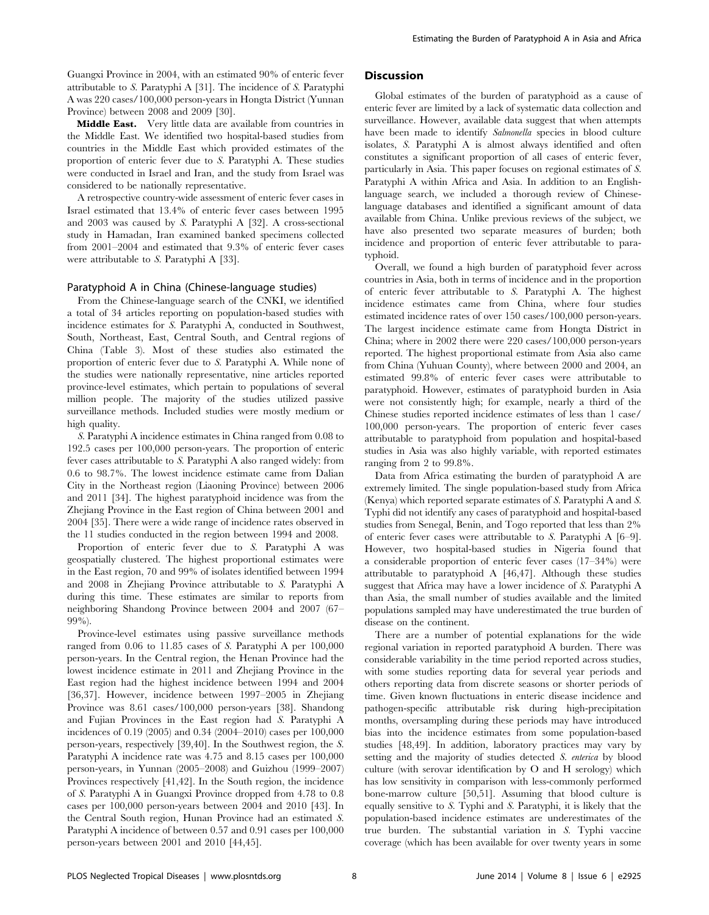Guangxi Province in 2004, with an estimated 90% of enteric fever attributable to *S.* Paratyphi A [31]. The incidence of *S.* Paratyphi A was 220 cases/100,000 person-years in Hongta District (Yunnan Province) between 2008 and 2009 [30].

**Middle East.** Very little data are available from countries in the Middle East. We identified two hospital-based studies from countries in the Middle East which provided estimates of the proportion of enteric fever due to *S.* Paratyphi A. These studies were conducted in Israel and Iran, and the study from Israel was considered to be nationally representative.

A retrospective country-wide assessment of enteric fever cases in Israel estimated that 13.4% of enteric fever cases between 1995 and 2003 was caused by *S.* Paratyphi A [32]. A cross-sectional study in Hamadan, Iran examined banked specimens collected from 2001–2004 and estimated that 9.3% of enteric fever cases were attributable to *S.* Paratyphi A [33].

### Paratyphoid A in China (Chinese-language studies)

From the Chinese-language search of the CNKI, we identified a total of 34 articles reporting on population-based studies with incidence estimates for *S.* Paratyphi A, conducted in Southwest, South, Northeast, East, Central South, and Central regions of China (Table 3). Most of these studies also estimated the proportion of enteric fever due to *S.* Paratyphi A. While none of the studies were nationally representative, nine articles reported province-level estimates, which pertain to populations of several million people. The majority of the studies utilized passive surveillance methods. Included studies were mostly medium or high quality.

*S.* Paratyphi A incidence estimates in China ranged from 0.08 to 192.5 cases per 100,000 person-years. The proportion of enteric fever cases attributable to *S.* Paratyphi A also ranged widely: from 0.6 to 98.7%. The lowest incidence estimate came from Dalian City in the Northeast region (Liaoning Province) between 2006 and 2011 [34]. The highest paratyphoid incidence was from the Zhejiang Province in the East region of China between 2001 and 2004 [35]. There were a wide range of incidence rates observed in the 11 studies conducted in the region between 1994 and 2008.

Proportion of enteric fever due to *S.* Paratyphi A was geospatially clustered. The highest proportional estimates were in the East region, 70 and 99% of isolates identified between 1994 and 2008 in Zhejiang Province attributable to *S.* Paratyphi A during this time. These estimates are similar to reports from neighboring Shandong Province between 2004 and 2007 (67–99%).

Province-level estimates using passive surveillance methods ranged from 0.06 to 11.85 cases of *S.* Paratyphi A per 100,000 person-years. In the Central region, the Henan Province had the lowest incidence estimate in 2011 and Zhejiang Province in the East region had the highest incidence between 1994 and 2004 [36,37]. However, incidence between 1997–2005 in Zhejiang Province was 8.61 cases/100,000 person-years [38]. Shandong and Fujian Provinces in the East region had *S.* Paratyphi A incidences of 0.19 (2005) and 0.34 (2004–2010) cases per 100,000 person-years, respectively [39,40]. In the Southwest region, the *S.* Paratyphi A incidence rate was 4.75 and 8.15 cases per 100,000 person-years, in Yunnan (2005–2008) and Guizhou (1999–2007) Provinces respectively [41,42]. In the South region, the incidence of *S.* Paratyphi A in Guangxi Province dropped from 4.78 to 0.8 cases per 100,000 person-years between 2004 and 2010 [43]. In the Central South region, Hunan Province had an estimated *S.* Paratyphi A incidence of between 0.57 and 0.91 cases per 100,000 person-years between 2001 and 2010 [44,45].

## Discussion

Global estimates of the burden of paratyphoid as a cause of enteric fever are limited by a lack of systematic data collection and surveillance. However, available data suggest that when attempts have been made to identify *Salmonella* species in blood culture isolates, *S.* Paratyphi A is almost always identified and often constitutes a significant proportion of all cases of enteric fever, particularly in Asia. This paper focuses on regional estimates of *S.* Paratyphi A within Africa and Asia. In addition to an English-language search, we included a thorough review of Chinese-language databases and identified a significant amount of data available from China. Unlike previous reviews of the subject, we have also presented two separate measures of burden; both incidence and proportion of enteric fever attributable to paratyphoid.

Overall, we found a high burden of paratyphoid fever across countries in Asia, both in terms of incidence and in the proportion of enteric fever attributable to *S.* Paratyphi A. The highest incidence estimates came from China, where four studies estimated incidence rates of over 150 cases/100,000 person-years. The largest incidence estimate came from Hongta District in China; where in 2002 there were 220 cases/100,000 person-years reported. The highest proportional estimate from Asia also came from China (Yuhuan County), where between 2000 and 2004, an estimated 99.8% of enteric fever cases were attributable to paratyphoid. However, estimates of paratyphoid burden in Asia were not consistently high; for example, nearly a third of the Chinese studies reported incidence estimates of less than 1 case/100,000 person-years. The proportion of enteric fever cases attributable to paratyphoid from population and hospital-based studies in Asia was also highly variable, with reported estimates ranging from 2 to 99.8%.

Data from Africa estimating the burden of paratyphoid A are extremely limited. The single population-based study from Africa (Kenya) which reported separate estimates of *S.* Paratyphi A and *S.* Typhi did not identify any cases of paratyphoid and hospital-based studies from Senegal, Benin, and Togo reported that less than 2% of enteric fever cases were attributable to *S.* Paratyphi A [6–9]. However, two hospital-based studies in Nigeria found that a considerable proportion of enteric fever cases (17–34%) were attributable to paratyphoid A [46,47]. Although these studies suggest that Africa may have a lower incidence of *S.* Paratyphi A than Asia, the small number of studies available and the limited populations sampled may have underestimated the true burden of disease on the continent.

There are a number of potential explanations for the wide regional variation in reported paratyphoid A burden. There was considerable variability in the time period reported across studies, with some studies reporting data for several year periods and others reporting data from discrete seasons or shorter periods of time. Given known fluctuations in enteric disease incidence and pathogen-specific attributable risk during high-precipitation months, oversampling during these periods may have introduced bias into the incidence estimates from some population-based studies [48,49]. In addition, laboratory practices may vary by setting and the majority of studies detected *S. enterica* by blood culture (with serovar identification by O and H serology) which has low sensitivity in comparison with less-commonly performed bone-marrow culture [50,51]. Assuming that blood culture is equally sensitive to *S.* Typhi and *S.* Paratyphi, it is likely that the population-based incidence estimates are underestimates of the true burden. The substantial variation in *S.* Typhi vaccine coverage (which has been available for over twenty years in some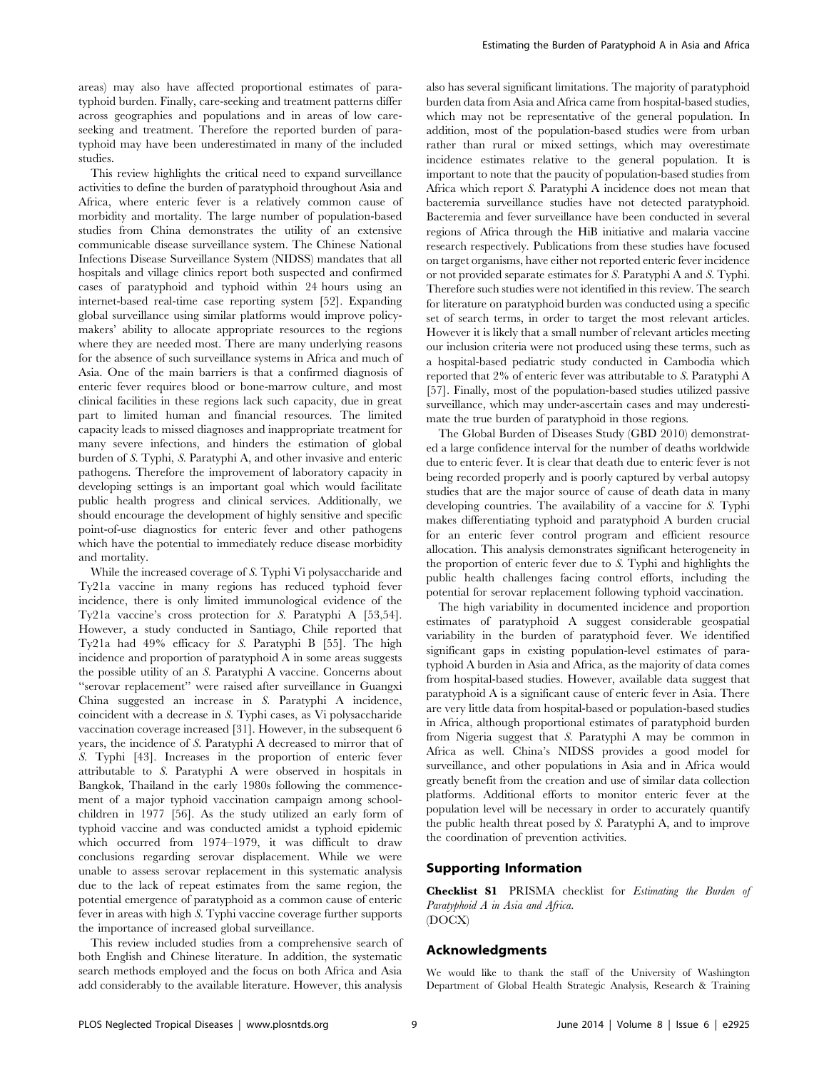areas) may also have affected proportional estimates of paratyphoid burden. Finally, care-seeking and treatment patterns differ across geographies and populations and in areas of low care-seeking and treatment. Therefore the reported burden of paratyphoid may have been underestimated in many of the included studies.

This review highlights the critical need to expand surveillance activities to define the burden of paratyphoid throughout Asia and Africa, where enteric fever is a relatively common cause of morbidity and mortality. The large number of population-based studies from China demonstrates the utility of an extensive communicable disease surveillance system. The Chinese National Infections Disease Surveillance System (NIDSS) mandates that all hospitals and village clinics report both suspected and confirmed cases of paratyphoid and typhoid within 24 hours using an internet-based real-time case reporting system [52]. Expanding global surveillance using similar platforms would improve policy-makers' ability to allocate appropriate resources to the regions where they are needed most. There are many underlying reasons for the absence of such surveillance systems in Africa and much of Asia. One of the main barriers is that a confirmed diagnosis of enteric fever requires blood or bone-marrow culture, and most clinical facilities in these regions lack such capacity, due in great part to limited human and financial resources. The limited capacity leads to missed diagnoses and inappropriate treatment for many severe infections, and hinders the estimation of global burden of *S.* Typhi, *S.* Paratyphi A, and other invasive and enteric pathogens. Therefore the improvement of laboratory capacity in developing settings is an important goal which would facilitate public health progress and clinical services. Additionally, we should encourage the development of highly sensitive and specific point-of-use diagnostics for enteric fever and other pathogens which have the potential to immediately reduce disease morbidity and mortality.

While the increased coverage of *S.* Typhi Vi polysaccharide and Ty21a vaccine in many regions has reduced typhoid fever incidence, there is only limited immunological evidence of the Ty21a vaccine's cross protection for *S.* Paratyphi A [53,54]. However, a study conducted in Santiago, Chile reported that Ty21a had 49% efficacy for *S.* Paratyphi B [55]. The high incidence and proportion of paratyphoid A in some areas suggests the possible utility of an *S.* Paratyphi A vaccine. Concerns about "serovar replacement" were raised after surveillance in Guangxi China suggested an increase in *S.* Paratyphi A incidence, coincident with a decrease in *S.* Typhi cases, as Vi polysaccharide vaccination coverage increased [31]. However, in the subsequent 6 years, the incidence of *S.* Paratyphi A decreased to mirror that of *S.* Typhi [43]. Increases in the proportion of enteric fever attributable to *S.* Paratyphi A were observed in hospitals in Bangkok, Thailand in the early 1980s following the commencement of a major typhoid vaccination campaign among schoolchildren in 1977 [56]. As the study utilized an early form of typhoid vaccine and was conducted amidst a typhoid epidemic which occurred from 1974–1979, it was difficult to draw conclusions regarding serovar displacement. While we were unable to assess serovar replacement in this systematic analysis due to the lack of repeat estimates from the same region, the potential emergence of paratyphoid as a common cause of enteric fever in areas with high *S.* Typhi vaccine coverage further supports the importance of increased global surveillance.

This review included studies from a comprehensive search of both English and Chinese literature. In addition, the systematic search methods employed and the focus on both Africa and Asia add considerably to the available literature. However, this analysis also has several significant limitations. The majority of paratyphoid burden data from Asia and Africa came from hospital-based studies, which may not be representative of the general population. In addition, most of the population-based studies were from urban rather than rural or mixed settings, which may overestimate incidence estimates relative to the general population. It is important to note that the paucity of population-based studies from Africa which report *S.* Paratyphi A incidence does not mean that bacteremia surveillance studies have not detected paratyphoid. Bacteremia and fever surveillance have been conducted in several regions of Africa through the HiB initiative and malaria vaccine research respectively. Publications from these studies have focused on target organisms, have either not reported enteric fever incidence or not provided separate estimates for *S.* Paratyphi A and *S.* Typhi. Therefore such studies were not identified in this review. The search for literature on paratyphoid burden was conducted using a specific set of search terms, in order to target the most relevant articles. However it is likely that a small number of relevant articles meeting our inclusion criteria were not produced using these terms, such as a hospital-based pediatric study conducted in Cambodia which reported that 2% of enteric fever was attributable to *S.* Paratyphi A [57]. Finally, most of the population-based studies utilized passive surveillance, which may under-ascertain cases and may underestimate the true burden of paratyphoid in those regions.

The Global Burden of Diseases Study (GBD 2010) demonstrated a large confidence interval for the number of deaths worldwide due to enteric fever. It is clear that death due to enteric fever is not being recorded properly and is poorly captured by verbal autopsy studies that are the major source of cause of death data in many developing countries. The availability of a vaccine for *S.* Typhi makes differentiating typhoid and paratyphoid A burden crucial for an enteric fever control program and efficient resource allocation. This analysis demonstrates significant heterogeneity in the proportion of enteric fever due to *S.* Typhi and highlights the public health challenges facing control efforts, including the potential for serovar replacement following typhoid vaccination.

The high variability in documented incidence and proportion estimates of paratyphoid A suggest considerable geospatial variability in the burden of paratyphoid fever. We identified significant gaps in existing population-level estimates of paratyphoid A burden in Asia and Africa, as the majority of data comes from hospital-based studies. However, available data suggest that paratyphoid A is a significant cause of enteric fever in Asia. There are very little data from hospital-based or population-based studies in Africa, although proportional estimates of paratyphoid burden from Nigeria suggest that *S.* Paratyphi A may be common in Africa as well. China's NIDSS provides a good model for surveillance, and other populations in Asia and in Africa would greatly benefit from the creation and use of similar data collection platforms. Additional efforts to monitor enteric fever at the population level will be necessary in order to accurately quantify the public health threat posed by *S.* Paratyphi A, and to improve the coordination of prevention activities.

## Supporting Information

**Checklist S1** PRISMA checklist for *Estimating the Burden of Paratyphoid A in Asia and Africa.*
(DOCX)

## Acknowledgments

We would like to thank the staff of the University of Washington Department of Global Health Strategic Analysis, Research & Training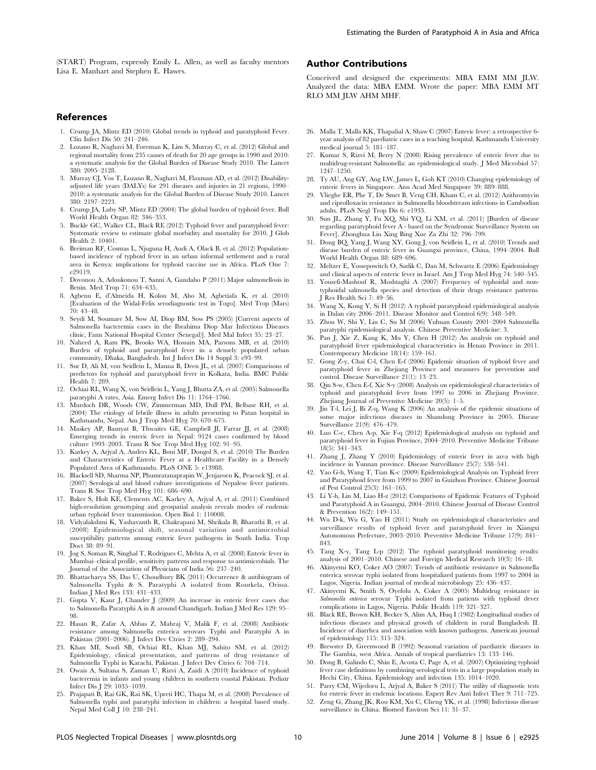(START) Program, expressly Emily L. Allen, as well as faculty mentors Lisa E. Manhart and Stephen E. Hawes.

## Author Contributions

Conceived and designed the experiments: MBA EMM MM JLW. Analyzed the data: MBA EMM. Wrote the paper: MBA EMM MT RLO MM JLW AHM MHF.

## References

1. Crump JA, Mintz ED (2010) Global trends in typhoid and paratyphoid Fever. Clin Infect Dis 50: 241–246.
2. Lozano R, Naghavi M, Foreman K, Lim S, Murray C, et al. (2012) Global and regional mortality from 235 causes of death for 20 age groups in 1990 and 2010: a systematic analysis for the Global Burden of Disease Study 2010. The Lancet 380: 2095–2128.
3. Murray CJ, Vos T, Lozano R, Naghavi M, Flaxman AD, et al. (2012) Disability-adjusted life years (DALYs) for 291 diseases and injuries in 21 regions, 1990–2010: a systematic analysis for the Global Burden of Disease Study 2010. Lancet 380: 2197–2223.
4. Crump JA, Luby SP, Mintz ED (2004) The global burden of typhoid fever. Bull World Health Organ 82: 346–353.
5. Buckle GC, Walker CL, Black RE (2012) Typhoid fever and paratyphoid fever: Systematic review to estimate global morbidity and mortality for 2010. J Glob Health 2: 10401.
6. Breiman RF, Cosmas L, Njuguna H, Audi A, Olack B, et al. (2012) Population-based incidence of typhoid fever in an urban informal settlement and a rural area in Kenya: implications for typhoid vaccine use in Africa. PLoS One 7: e29119.
7. Dovonou A, Adoukonou T, Sanni A, Gandaho P (2011) Major salmonellosis in Benin. Med Trop 71: 634–635.
8. Agbenu E, d'Almeida H, Kolou M, Aho M, Agbetiafa K, et al. (2010) [Evaluation of the Widal-Felix serodiagnostic test in Togo]. Med Trop (Mars) 70: 43–48.
9. Seydi M, Soumare M, Sow AI, Diop BM, Sow PS (2005) [Current aspects of Salmonella bacteremia cases in the Ibrahima Diop Mar Infectious Diseases clinic, Fann National Hospital Center (Senegal)]. Med Mal Infect 35: 23–27.
10. Naheed A, Ram PK, Brooks WA, Hossain MA, Parsons MB, et al. (2010) Burden of typhoid and paratyphoid fever in a densely populated urban community, Dhaka, Bangladesh. Int J Infect Dis 14 Suppl 3: e93–99.
11. Sur D, Ali M, von Seidlein L, Manna B, Deen JL, et al. (2007) Comparisons of predictors for typhoid and paratyphoid fever in Kolkata, India. BMC Public Health 7: 289.
12. Ochiai RL, Wang X, von Seidlein L, Yang J, Bhutta ZA, et al. (2005) Salmonella paratyphi A rates, Asia. Emerg Infect Dis 11: 1764–1766.
13. Murdoch DR, Woods CW, Zimmerman MD, Dull PM, Belbase RH, et al. (2004) The etiology of febrile illness in adults presenting to Patan hospital in Kathmandu, Nepal. Am J Trop Med Hyg 70: 670–675.
14. Maskey AP, Basnyat B, Thwaites GE, Campbell JI, Farrar JJ, et al. (2008) Emerging trends in enteric fever in Nepal: 9124 cases confirmed by blood culture 1993–2003. Trans R Soc Trop Med Hyg 102: 91–95.
15. Karkey A, Arjyal A, Anders KL, Boni MF, Dongol S, et al. (2010) The Burden and Characteristics of Enteric Fever at a Healthcare Facility in a Densely Populated Area of Kathmandu. PLoS ONE 5: e13988.
16. Blacksell SD, Sharma NP, Phumratanaprapin W, Jenjaroen K, Peacock SJ, et al. (2007) Serological and blood culture investigations of Nepalese fever patients. Trans R Soc Trop Med Hyg 101: 686–690.
17. Baker S, Holt KE, Clements AC, Karkey A, Arjyal A, et al. (2011) Combined high-resolution genotyping and geospatial analysis reveals modes of endemic urban typhoid fever transmission. Open Biol 1: 110008.
18. Vidyalakshmi K, Yashavanth R, Chakrapani M, Shrikala B, Bharathi B, et al. (2008) Epidemiological shift, seasonal variation and antimicrobial susceptibility patterns among enteric fever pathogens in South India. Trop Doct 38: 89–91.
19. Jog S, Soman R, Singhal T, Rodrigues C, Mehta A, et al. (2008) Enteric fever in Mumbai–clinical profile, sensitivity patterns and response to antimicrobials. The Journal of the Association of Physicians of India 56: 237–240.
20. Bhattacharya SS, Das U, Choudhury BK (2011) Occurrence & antibiogram of Salmonella Typhi & S. Paratyphi A isolated from Rourkela, Orissa. Indian J Med Res 133: 431–433.
21. Gupta V, Kaur J, Chander J (2009) An increase in enteric fever cases due to Salmonella Paratyphi A in & around Chandigarh. Indian J Med Res 129: 95–98.
22. Hasan R, Zafar A, Abbas Z, Mahraj V, Malik F, et al. (2008) Antibiotic resistance among Salmonella enterica serovars Typhi and Paratyphi A in Pakistan (2001–2006). J Infect Dev Ctries 2: 289–294.
23. Khan MI, Soofi SB, Ochiai RL, Khan MJ, Sahito SM, et al. (2012) Epidemiology, clinical presentation, and patterns of drug resistance of Salmonella Typhi in Karachi, Pakistan. J Infect Dev Ctries 6: 704–714.
24. Owais A, Sultana S, Zaman U, Rizvi A, Zaidi A (2010) Incidence of typhoid bacteremia in infants and young children in southern coastal Pakistan. Pediatr Infect Dis J 29: 1035–1039.
25. Prajapati B, Rai GK, Rai SK, Upreti HC, Thapa M, et al. (2008) Prevalence of Salmonella typhi and paratyphi infection in children: a hospital based study. Nepal Med Coll J 10: 238–241.
26. Malla T, Malla KK, Thapalial A, Shaw C (2007) Enteric fever: a retrospective 6-year analysis of 82 paediatric cases in a teaching hospital. Kathmandu University medical journal 5: 181–187.
27. Kumar S, Rizvi M, Berry N (2008) Rising prevalence of enteric fever due to multidrug-resistant Salmonella: an epidemiological study. J Med Microbiol 57: 1247–1250.
28. Ty AU, Ang GY, Ang LW, James L, Goh KT (2010) Changing epidemiology of enteric fevers in Singapore. Ann Acad Med Singapore 39: 889–888.
29. Vlieghe ER, Phe T, De Smet B, Veng CH, Kham C, et al. (2012) Azithromycin and ciprofloxacin resistance in Salmonella bloodstream infections in Cambodian adults. PLoS Negl Trop Dis 6: e1933.
30. Sun JL, Zhang Y, Fu XQ, Shi YQ, Li XM, et al. (2011) [Burden of disease regarding paratyphoid fever A - based on the Syndromic Surveillance System on Fever]. Zhonghua Liu Xing Bing Xue Za Zhi 32: 796–799.
31. Dong BQ, Yang J, Wang XY, Gong J, von Seidlein L, et al. (2010) Trends and disease burden of enteric fever in Guangxi province, China, 1994–2004. Bull World Health Organ 88: 689–696.
32. Meltzer E, Yossepowitch O, Sadik C, Dan M, Schwartz E (2006) Epidemiology and clinical aspects of enteric fever in Israel. Am J Trop Med Hyg 74: 540–545.
33. Yousefi-Mashouf R, Moshtaghi A (2007) Frequency of typhoidal and non-typhoidal salmonella species and detection of their drugs resistance patterns. J Res Health Sci 7: 49–56.
34. Wang X, Kong Y, Si H (2012) A typhoid paratyphoid epidemiological analysis in Dalan city 2006–2011. Disease Monitor and Control 6(9): 548–549.
35. Zhou W, Shi Y, Liu C, Su M (2006) Yuhuan County 2001–2004 Salmonella paratyphi epidemiological analysis. Chinese Preventive Medicine: 3.
36. Pan J, Xie Z, Kang K, Mu Y, Chen H (2012) An analysis on typhoid and paratyphoid fever epidemiological characteristics in Henan Province in 2011. Contemporary Medicine 18(14): 159–161.
37. Gong Z-y, Chai C-l, Chen E-f (2006) Epidemic situation of typhoid fever and paratyphoid fever in Zhejiang Province and measures for prevention and control. Disease Surveillance 21(1): 13–23.
38. Qin S-w, Chen E-f, Xie S-y (2008) Analysis on epidemiological characteristics of typhoid and paratyphoid fever from 1997 to 2006 in Zhejiang Province. Zhejiang Journal of Preventive Medicine 20(5): 1–5.
39. Jin T-l, Lei J, Bi Z-q, Wang K (2006) An analysis of the epidemic situations of some major infectious diseases in Shandong Province in 2005. Disease Surveillance 21(9): 476–479.
40. Luo C-c, Chen A-p, Xie F-q (2012) Epidemiological analysis on typhoid and paratyphoid fever in Fujian Province, 2004–2010. Preventive Medicine Tribune 18(5): 341–343.
41. Zhang J, Zhang Y (2010) Epidemiology of enteric fever in area with high incidence in Yunnan province. Disease Surveillance 25(7): 538–541.
42. Yao G-h, Wang T, Tian K-c (2009) Epidemiological Analysis on Typhoid Fever and Paratyphoid Fever from 1999 to 2007 in Guizhou Province. Chinese Journal of Pest Control 25(3): 161–165.
43. Li Y-h, Lin M, Liao H-z (2012) Comparisons of Epidemic Features of Typhoid and Paratyphoid A in Guangxi, 2004–2010. Chinese Journal of Disease Control & Prevention 16(2): 149–151.
44. Wu D-k, Wu G, Yao H (2011) Study on epidemiological characteristics and surveillance results of typhoid fever and paratyphoid fever in Xiangxi Autonomous Prefecture, 2003–2010. Preventive Medicine Tribune 17(9): 841–843.
45. Tang X-y, Tang L-p (2012) The typhoid paratyphoid monitoring results: analysis of 2001–2010. Chinese and Foreign Medical Research 10(3): 16–18.
46. Akinyemi KO, Coker AO (2007) Trends of antibiotic resistance in Salmonella enterica serovar typhi isolated from hospitalized patients from 1997 to 2004 in Lagos, Nigeria. Indian journal of medical microbiology 25: 436–437.
47. Akinyemi K, Smith S, Oyefolu A, Coker A (2005) Multidrug resistance in *Salmonella enterica* serovar Typhi isolated from patients with typhoid dever complications in Lagos, Nigeria. Public Health 119: 321–327.
48. Black RE, Brown KH, Becker S, Alim AA, Huq I (1982) Longitudinal studies of infectious diseases and physical growth of children in rural Bangladesh II. Incidence of diarrhea and association with known pathogens. American journal of epidemiology 115: 315–324.
49. Brewster D, Greenwood B (1992) Seasonal variation of paediatric diseases in The Gambia, west Africa. Annals of tropical paediatrics 13: 133–146.
50. Dong B, Galindo C, Shin E, Acosta C, Page A, et al. (2007) Optimizing typhoid fever case definitions by combining serological tests in a large population study in Hechi City, China. Epidemiology and infection 135: 1014–1020.
51. Parry CM, Wijedoru L, Arjyal A, Baker S (2011) The utility of diagnostic tests for enteric fever in endemic locations. Expert Rev Anti Infect Ther 9: 711–725.
52. Zeng G, Zhang JK, Rou KM, Xu C, Cheng YK, et al. (1998) Infectious disease surveillance in China. Biomed Environ Sci 11: 31–37.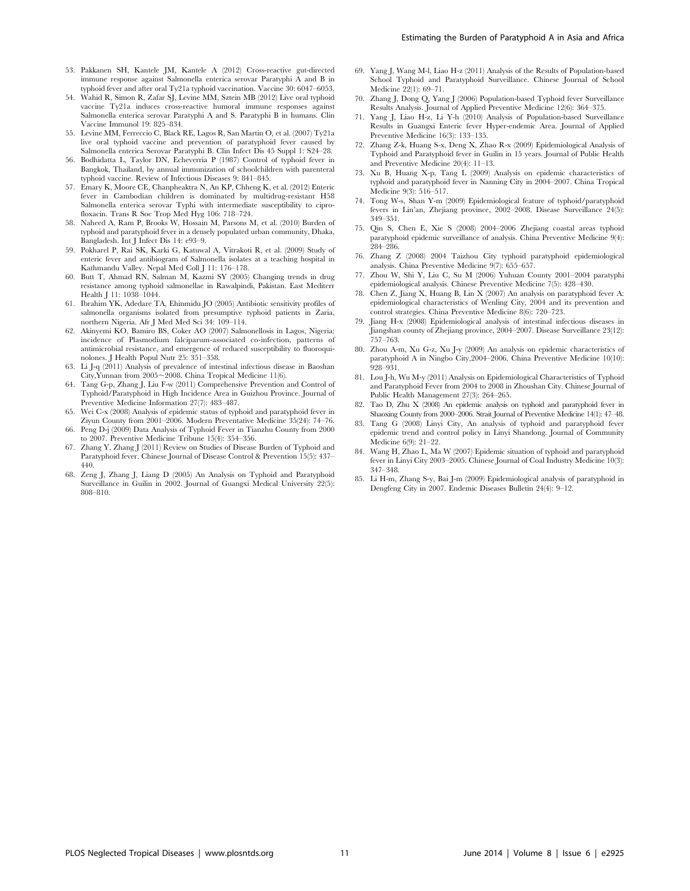53. Pakkanen SH, Kantele JM, Kantele A (2012) Cross-reactive gut-directed immune response against Salmonella enterica serovar Paratyphi A and B in typhoid fever and after oral Ty21a typhoid vaccination. Vaccine 30: 6047–6053.
54. Wahid R, Simon R, Zafar SJ, Levine MM, Sztein MB (2012) Live oral typhoid vaccine Ty21a induces cross-reactive humoral immune responses against Salmonella enterica serovar Paratyphi A and S. Paratyphi B in humans. Clin Vaccine Immunol 19: 825–834.
55. Levine MM, Ferreccio C, Black RE, Lagos R, San Martin O, et al. (2007) Ty21a live oral typhoid vaccine and prevention of paratyphoid fever caused by Salmonella enterica Serovar Paratyphi B. Clin Infect Dis 45 Suppl 1: S24–28.
56. Bodhidatta L, Taylor DN, Echeverria P (1987) Control of typhoid fever in Bangkok, Thailand, by annual immunization of schoolchildren with parenteral typhoid vaccine. Review of Infectious Diseases 9: 841–845.
57. Emary K, Moore CE, Chanpheaktra N, An KP, Chheng K, et al. (2012) Enteric fever in Cambodian children is dominated by multidrug-resistant H58 Salmonella enterica serovar Typhi with intermediate susceptibility to ciprofloxacin. Trans R Soc Trop Med Hyg 106: 718–724.
58. Naheed A, Ram P, Brooks W, Hossain M, Parsons M, et al. (2010) Burden of typhoid and paratyphoid fever in a densely populated urban community, Dhaka, Bangladesh. Int J Infect Dis 14: e93–9.
59. Pokharel P, Rai SK, Karki G, Katuwal A, Vitrakoti R, et al. (2009) Study of enteric fever and antibiogram of Salmonella isolates at a teaching hospital in Kathmandu Valley. Nepal Med Coll J 11: 176–178.
60. Butt T, Ahmad RN, Salman M, Kazmi SY (2005) Changing trends in drug resistance among typhoid salmonellae in Rawalpindi, Pakistan. East Mediterr Health J 11: 1038–1044.
61. Ibrahim YK, Adedare TA, Ehinmidu JO (2005) Antibiotic sensitivity profiles of salmonella organisms isolated from presumptive typhoid patients in Zaria, northern Nigeria. Afr J Med Med Sci 34: 109–114.
62. Akinyemi KO, Bamiro BS, Coker AO (2007) Salmonellosis in Lagos, Nigeria: incidence of Plasmodium falciparum-associated co-infection, patterns of antimicrobial resistance, and emergence of reduced susceptibility to fluoroquinolones. J Health Popul Nutr 25: 351–358.
63. Li J-q (2011) Analysis of prevalence of intestinal infectious disease in Baoshan City,Yunnan from 2005~2008. China Tropical Medicine 11(6).
64. Tang G-p, Zhang J, Liu F-w (2011) Comprehensive Prevention and Control of Typhoid/Paratyphoid in High Incidence Area in Guizhou Province. Journal of Preventive Medicine Information 27(7): 483–487.
65. Wei C-x (2008) Analysis of epidemic status of typhoid and paratyphoid fever in Ziyun County from 2001–2006. Modern Preventative Medicine 35(24): 74–76.
66. Peng D-j (2009) Data Analysis of Typhoid Fever in Tianzhu County from 2000 to 2007. Preventive Medicine Tribune 15(4): 354–356.
67. Zhang Y, Zhang J (2011) Review on Studies of Disease Burden of Typhoid and Paratyphoid fever. Chinese Journal of Disease Control & Prevention 15(5): 437–440.
68. Zeng J, Zhang J, Liang D (2005) An Analysis on Typhoid and Paratyphoid Surveillance in Guilin in 2002. Journal of Guangxi Medical University 22(5): 808–810.
69. Yang J, Wang M-l, Liao H-z (2011) Analysis of the Results of Population-based School Typhoid and Paratyphoid Surveillance. Chinese Journal of School Medicine 22(1): 69–71.
70. Zhang J, Dong Q, Yang J (2006) Population-based Typhoid fever Surveillance Results Analysis. Journal of Applied Preventive Medicine 12(6): 364–375.
71. Yang J, Liao H-z, Li Y-h (2010) Analysis of Population-based Surveillance Results in Guangxi Enteric fever Hyper-endemic Area. Journal of Applied Preventive Medicine 16(3): 133–135.
72. Zhang Z-k, Huang S-x, Deng X, Zhao R-x (2009) Epidemiological Analysis of Typhoid and Paratyphoid fever in Guilin in 15 years. Journal of Public Health and Preventive Medicine 20(4): 11–13.
73. Xu B, Huang X-p, Tang L (2009) Analysis on epidemic characteristics of typhoid and paratyphoid fever in Nanning City in 2004–2007. China Tropical Medicine 9(3): 516–517.
74. Tong W-s, Shan Y-m (2009) Epidemiological feature of typhoid/paratyphoid fevers in Lin'an, Zhejiang province, 2002–2008. Disease Surveillance 24(5): 349–351.
75. Qin S, Chen E, Xie S (2008) 2004–2006 Zhejiang coastal areas typhoid paratyphoid epidemic surveillance of analysis. China Preventive Medicine 9(4): 284–286.
76. Zhang Z (2008) 2004 Taizhou City typhoid paratyphoid epidemiological analysis. China Preventive Medicine 9(7): 655–657.
77. Zhou W, Shi Y, Liu C, Su M (2006) Yuhuan County 2001–2004 paratyphi epidemiological analysis. Chinese Preventive Medicine 7(5): 428–430.
78. Chen Z, Jiang X, Huang B, Lin X (2007) An analysis on paratyphoid fever A: epidemiological characteristics of Wenling City, 2004 and its prevention and control strategies. China Preventive Medicine 8(6): 720–723.
79. Jiang H-x (2008) Epidemiological analysis of intestinal infectious diseases in Jiangshan county of Zhejiang province, 2004–2007. Disease Surveillance 23(12): 757–763.
80. Zhou A-m, Xu G-z, Xu J-y (2009) An analysis on epidemic characteristics of paratyphoid A in Ningbo City,2004–2006. China Preventive Medicine 10(10): 928–931.
81. Lou J-h, Wu M-y (2011) Analysis on Epidemiological Characteristics of Typhoid and Paratyphoid Fever from 2004 to 2008 in Zhoushan City. Chinese Journal of Public Health Management 27(3): 264–265.
82. Tao D, Zhu X (2008) An epidemic analysis on typhoid and paratyphoid fever in Shaoxing County from 2000–2006. Strait Journal of Preventive Medicine 14(1): 47–48.
83. Tang G (2008) Linyi City, An analysis of typhoid and paratyphoid fever epidemic trend and control policy in Linyi Shandong. Journal of Community Medicine 6(9): 21–22.
84. Wang H, Zhao L, Ma W (2007) Epidemic situation of typhoid and paratyphoid fever in Linyi City 2003–2005. Chinese Journal of Coal Industry Medicine 10(3): 347–348.
85. Li H-m, Zhang S-y, Bai J-m (2009) Epidemiological analysis of paratyphoid in Dengfeng City in 2007. Endemic Diseases Bulletin 24(4): 9–12.